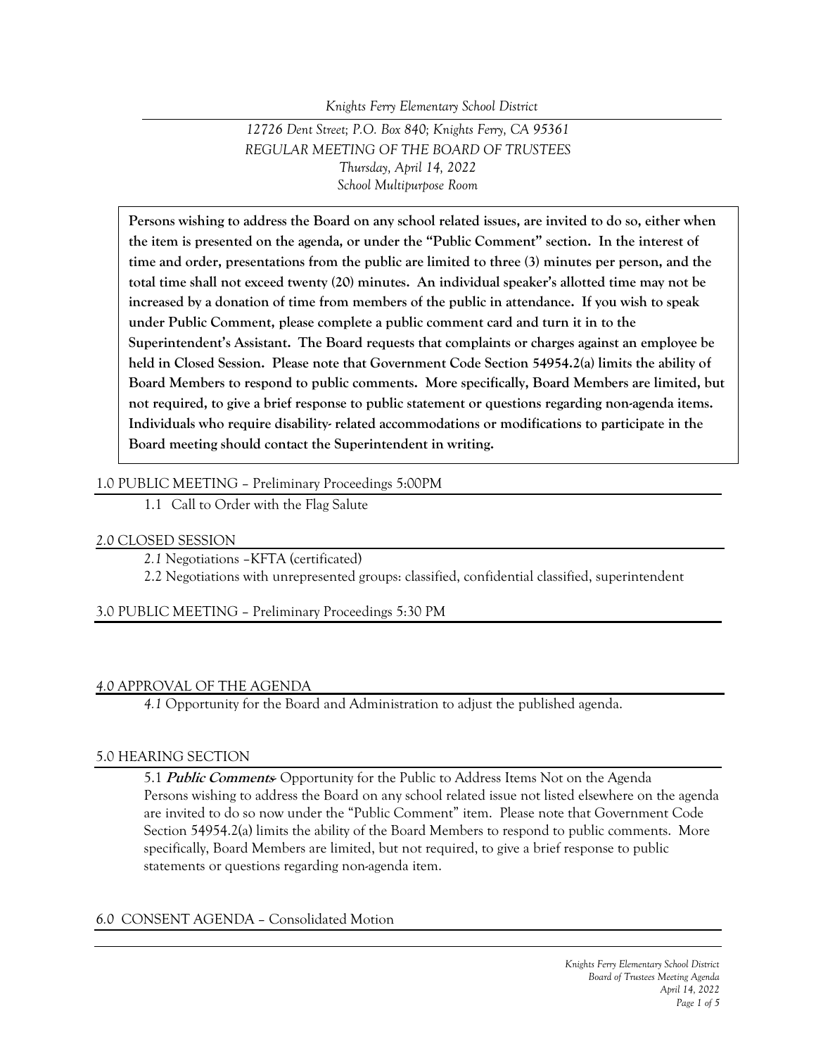*Knights Ferry Elementary School District*

*12726 Dent Street; P.O. Box 840; Knights Ferry, CA 95361*
*REGULAR MEETING OF THE BOARD OF TRUSTEES*
*Thursday, April 14, 2022*
*School Multipurpose Room*

**Persons wishing to address the Board on any school related issues, are invited to do so, either when the item is presented on the agenda, or under the "Public Comment" section. In the interest of time and order, presentations from the public are limited to three (3) minutes per person, and the total time shall not exceed twenty (20) minutes. An individual speaker's allotted time may not be increased by a donation of time from members of the public in attendance. If you wish to speak under Public Comment, please complete a public comment card and turn it in to the Superintendent's Assistant. The Board requests that complaints or charges against an employee be held in Closed Session. Please note that Government Code Section 54954.2(a) limits the ability of Board Members to respond to public comments. More specifically, Board Members are limited, but not required, to give a brief response to public statement or questions regarding non-agenda items. Individuals who require disability- related accommodations or modifications to participate in the Board meeting should contact the Superintendent in writing.**

## 1.0 PUBLIC MEETING – Preliminary Proceedings 5:00PM

1.1 Call to Order with the Flag Salute

## *2.0* CLOSED SESSION

*2.1* Negotiations –KFTA (certificated)

2.2 Negotiations with unrepresented groups: classified, confidential classified, superintendent

## 3.0 PUBLIC MEETING – Preliminary Proceedings 5:30 PM

## *4.0* APPROVAL OF THE AGENDA

*4.1* Opportunity for the Board and Administration to adjust the published agenda.

## 5.0 HEARING SECTION

5.1 ***Public Comments***- Opportunity for the Public to Address Items Not on the Agenda
Persons wishing to address the Board on any school related issue not listed elsewhere on the agenda are invited to do so now under the "Public Comment" item. Please note that Government Code Section 54954.2(a) limits the ability of the Board Members to respond to public comments. More specifically, Board Members are limited, but not required, to give a brief response to public statements or questions regarding non-agenda item.

## *6.0* CONSENT AGENDA – Consolidated Motion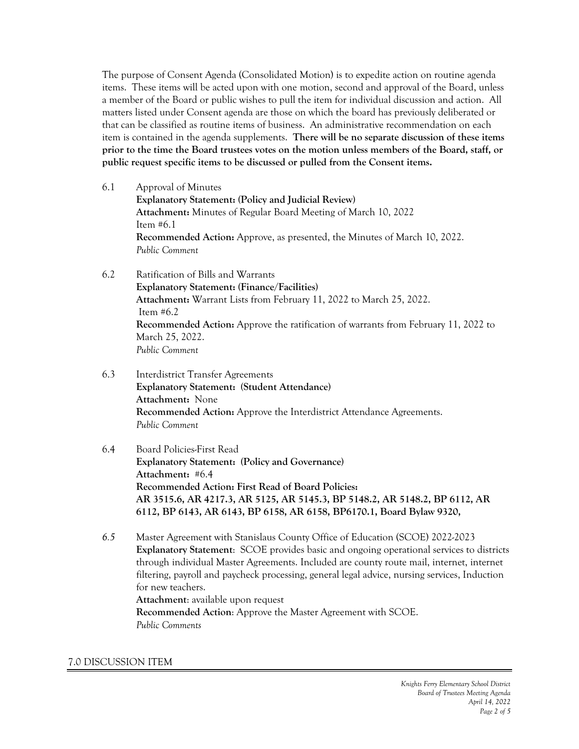The purpose of Consent Agenda (Consolidated Motion) is to expedite action on routine agenda items. These items will be acted upon with one motion, second and approval of the Board, unless a member of the Board or public wishes to pull the item for individual discussion and action. All matters listed under Consent agenda are those on which the board has previously deliberated or that can be classified as routine items of business. An administrative recommendation on each item is contained in the agenda supplements. **There will be no separate discussion of these items prior to the time the Board trustees votes on the motion unless members of the Board, staff, or public request specific items to be discussed or pulled from the Consent items.**

6.1 Approval of Minutes
**Explanatory Statement: (Policy and Judicial Review)**
**Attachment:** Minutes of Regular Board Meeting of March 10, 2022
Item #6.1
**Recommended Action:** Approve, as presented, the Minutes of March 10, 2022.
*Public Comment*

6.2 Ratification of Bills and Warrants
**Explanatory Statement: (Finance/Facilities)**
**Attachment:** Warrant Lists from February 11, 2022 to March 25, 2022.
Item #6.2
**Recommended Action:** Approve the ratification of warrants from February 11, 2022 to March 25, 2022.
*Public Comment*

6.3 Interdistrict Transfer Agreements
**Explanatory Statement: (Student Attendance)**
**Attachment:** None
**Recommended Action:** Approve the Interdistrict Attendance Agreements.
*Public Comment*

6.4 Board Policies-First Read
**Explanatory Statement: (Policy and Governance)**
**Attachment:** #6.4
**Recommended Action: First Read of Board Policies:**
**AR 3515.6, AR 4217.3, AR 5125, AR 5145.3, BP 5148.2, AR 5148.2, BP 6112, AR 6112, BP 6143, AR 6143, BP 6158, AR 6158, BP6170.1, Board Bylaw 9320,**

*6.5* Master Agreement with Stanislaus County Office of Education (SCOE) 2022-2023
**Explanatory Statement**: SCOE provides basic and ongoing operational services to districts through individual Master Agreements. Included are county route mail, internet, internet filtering, payroll and paycheck processing, general legal advice, nursing services, Induction for new teachers.
**Attachment**: available upon request
**Recommended Action**: Approve the Master Agreement with SCOE.
*Public Comments*

## 7.0 DISCUSSION ITEM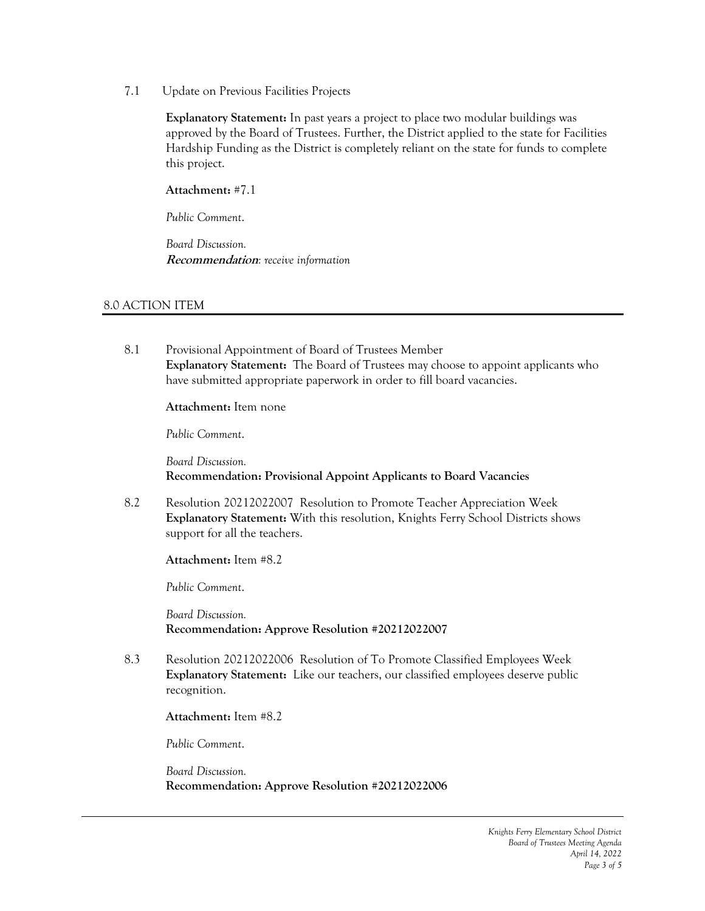7.1 Update on Previous Facilities Projects

**Explanatory Statement:** In past years a project to place two modular buildings was approved by the Board of Trustees. Further, the District applied to the state for Facilities Hardship Funding as the District is completely reliant on the state for funds to complete this project.

**Attachment:** #7.1

*Public Comment.*

*Board Discussion.*
***Recommendation**: receive information*

## 8.0 ACTION ITEM

8.1 Provisional Appointment of Board of Trustees Member
**Explanatory Statement:** The Board of Trustees may choose to appoint applicants who have submitted appropriate paperwork in order to fill board vacancies.

**Attachment:** Item none

*Public Comment.*

*Board Discussion.*
**Recommendation: Provisional Appoint Applicants to Board Vacancies**

8.2 Resolution 20212022007 Resolution to Promote Teacher Appreciation Week
**Explanatory Statement:** With this resolution, Knights Ferry School Districts shows support for all the teachers.

**Attachment:** Item #8.2

*Public Comment.*

*Board Discussion.*
**Recommendation: Approve Resolution #20212022007**

8.3 Resolution 20212022006 Resolution of To Promote Classified Employees Week
**Explanatory Statement:** Like our teachers, our classified employees deserve public recognition.

**Attachment:** Item #8.2

*Public Comment.*

*Board Discussion.*
**Recommendation: Approve Resolution #20212022006**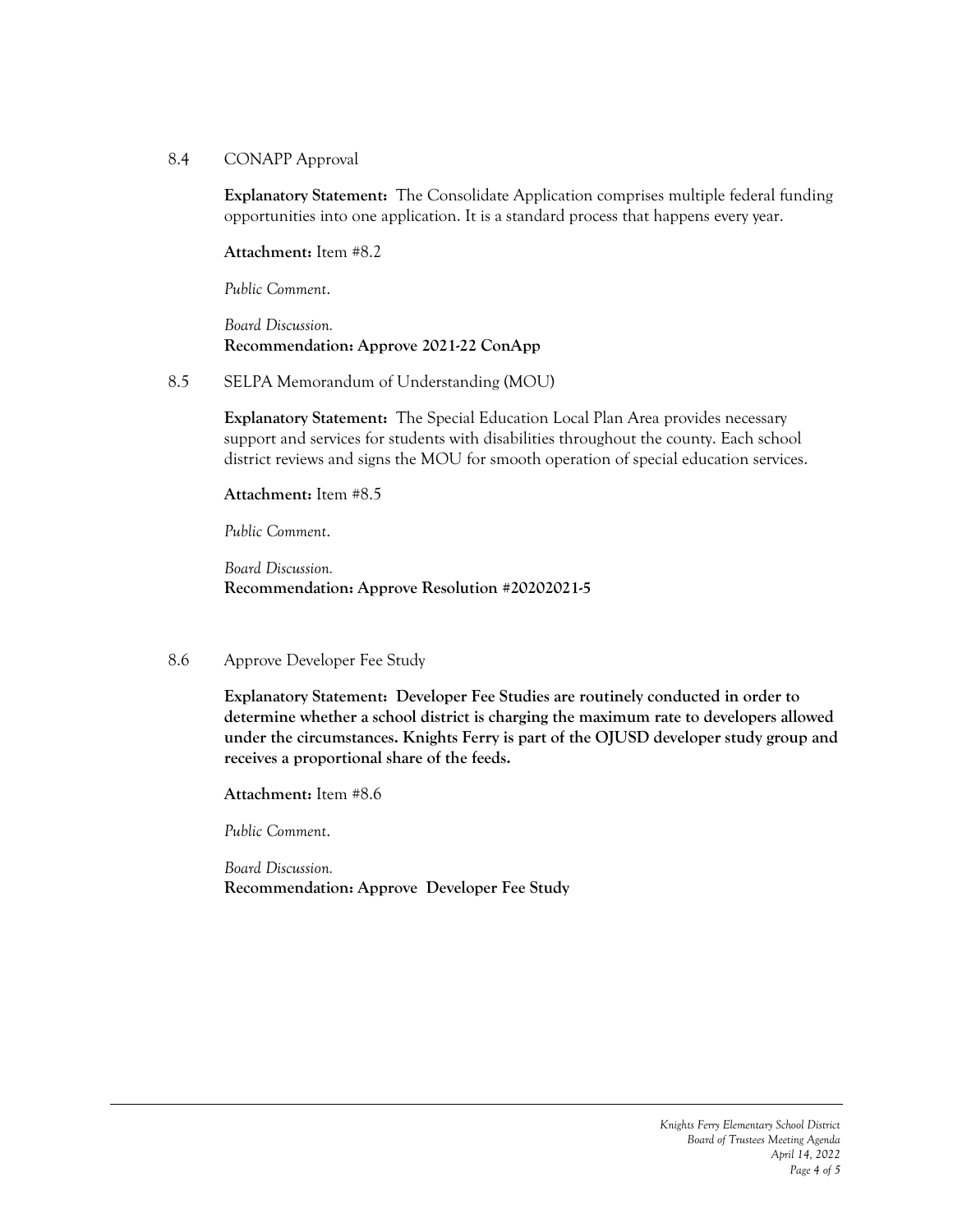8.4 CONAPP Approval

**Explanatory Statement:** The Consolidate Application comprises multiple federal funding opportunities into one application. It is a standard process that happens every year.

**Attachment:** Item #8.2

*Public Comment.*

*Board Discussion.*
**Recommendation: Approve 2021-22 ConApp**

8.5 SELPA Memorandum of Understanding (MOU)

**Explanatory Statement:** The Special Education Local Plan Area provides necessary support and services for students with disabilities throughout the county. Each school district reviews and signs the MOU for smooth operation of special education services.

**Attachment:** Item #8.5

*Public Comment.*

*Board Discussion.*
**Recommendation: Approve Resolution #20202021-5**

8.6 Approve Developer Fee Study

**Explanatory Statement: Developer Fee Studies are routinely conducted in order to determine whether a school district is charging the maximum rate to developers allowed under the circumstances. Knights Ferry is part of the OJUSD developer study group and receives a proportional share of the feeds.**

**Attachment:** Item #8.6

*Public Comment.*

*Board Discussion.*
**Recommendation: Approve Developer Fee Study**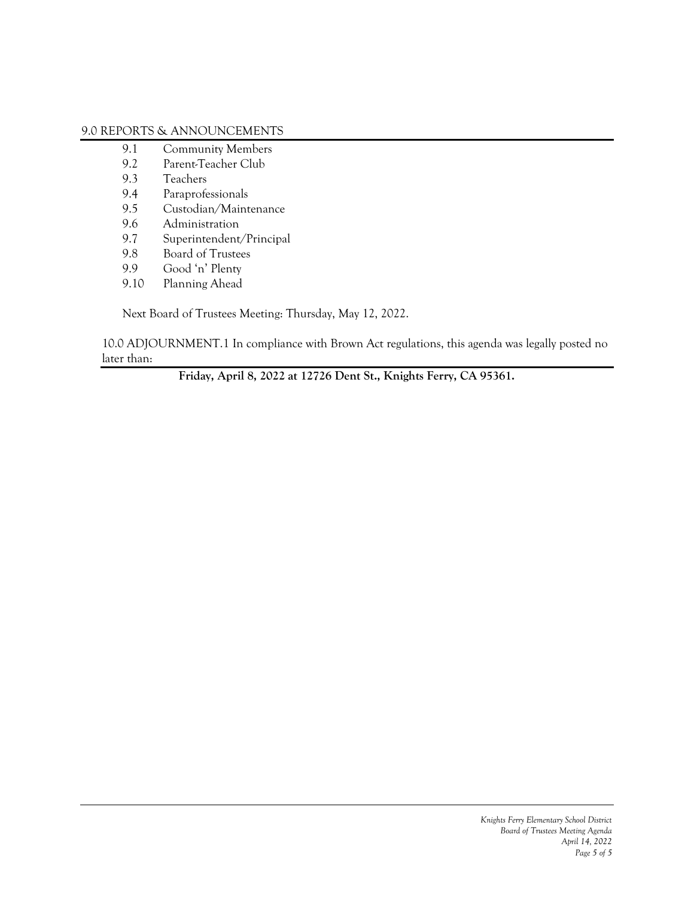## 9.0 REPORTS & ANNOUNCEMENTS

- 9.1 Community Members
- 9.2 Parent-Teacher Club
- 9.3 Teachers
- 9.4 Paraprofessionals
- 9.5 Custodian/Maintenance
- 9.6 Administration
- 9.7 Superintendent/Principal
- 9.8 Board of Trustees
- 9.9 Good 'n' Plenty
- 9.10 Planning Ahead

Next Board of Trustees Meeting: Thursday, May 12, 2022.

## 10.0 ADJOURNMENT.1 In compliance with Brown Act regulations, this agenda was legally posted no later than:

**Friday, April 8, 2022 at 12726 Dent St., Knights Ferry, CA 95361.**